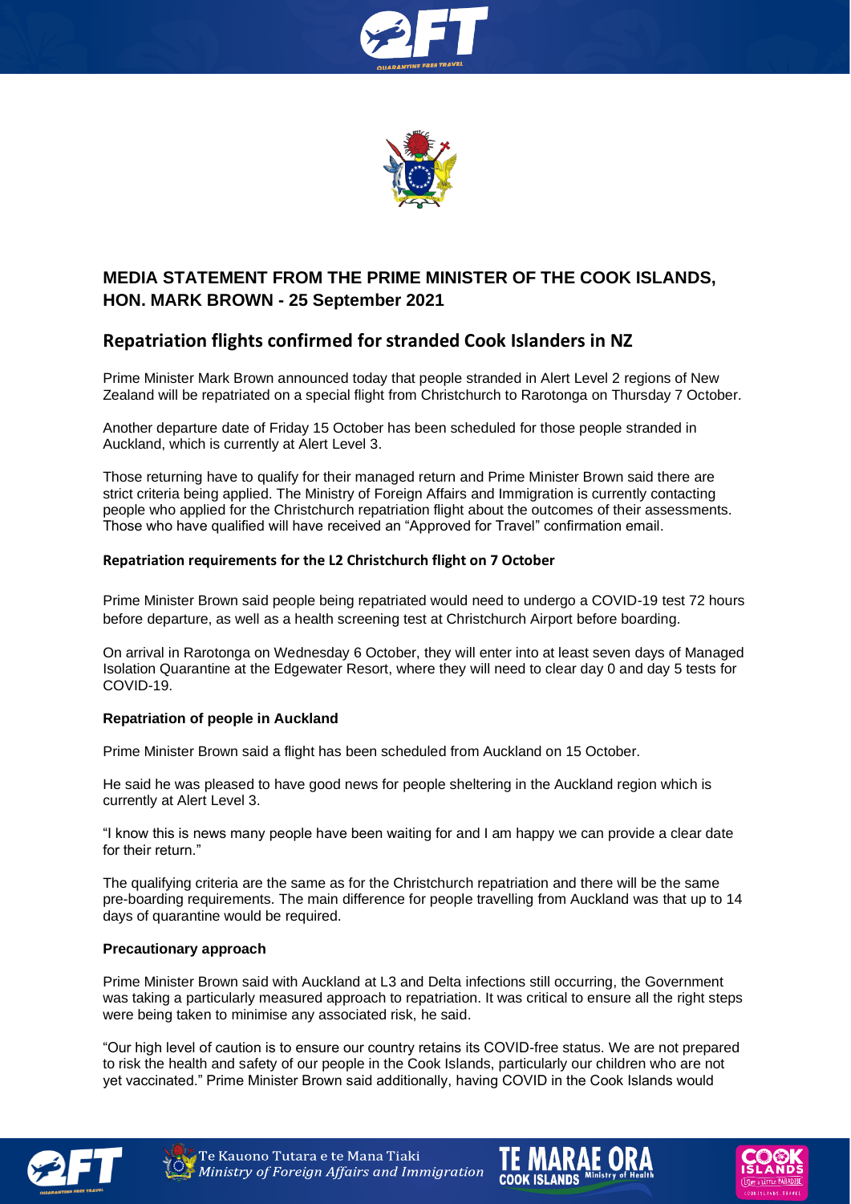## MEDIA STATEMENT FROM THE PRIME MINISTER OF THE COOK ISLANDS, HON. MARK BROWN - 25 September 2021

## Repatriation flights confirmed for stranded Cook Islanders in NZ

Prime Minister Mark Brown announced today that people stranded in Alert Level 2 regions of New Zealand will be repatriated on a special flight from Christchurch to Rarotonga on Thursday 7 October.

Another departure date of Friday 15 October has been scheduled for those people stranded in Auckland, which is currently at Alert Level 3.

Those returning have to qualify for their managed return and Prime Minister Brown said there are strict criteria being applied. The Ministry of Foreign Affairs and Immigration is currently contacting people who applied for the Christchurch repatriation flight about the outcomes of their assessments. Those who have qualified will have received an "Approved for Travel" confirmation email.

#### Repatriation requirements for the L2 Christchurch flight on 7 October

Prime Minister Brown said people being repatriated would need to undergo a COVID-19 test 72 hours before departure, as well as a health screening test at Christchurch Airport before boarding.

On arrival in Rarotonga on Wednesday 6 October, they will enter into at least seven days of Managed Isolation Quarantine at the Edgewater Resort, where they will need to clear day 0 and day 5 tests for COVID-19.

#### Repatriation of people in Auckland

Prime Minister Brown said a flight has been scheduled from Auckland on 15 October.

He said he was pleased to have good news for people sheltering in the Auckland region which is currently at Alert Level 3.

"I know this is news many people have been waiting for and I am happy we can provide a clear date for their return."

The qualifying criteria are the same as for the Christchurch repatriation and there will be the same pre-boarding requirements. The main difference for people travelling from Auckland was that up to 14 days of quarantine would be required.

#### Precautionary approach

Prime Minister Brown said with Auckland at L3 and Delta infections still occurring, the Government was taking a particularly measured approach to repatriation. It was critical to ensure all the right steps were being taken to minimise any associated risk, he said.

"Our high level of caution is to ensure our country retains its COVID-free status. We are not prepared to risk the health and safety of our people in the Cook Islands, particularly our children who are not yet vaccinated." Prime Minister Brown said additionally, having COVID in the Cook Islands would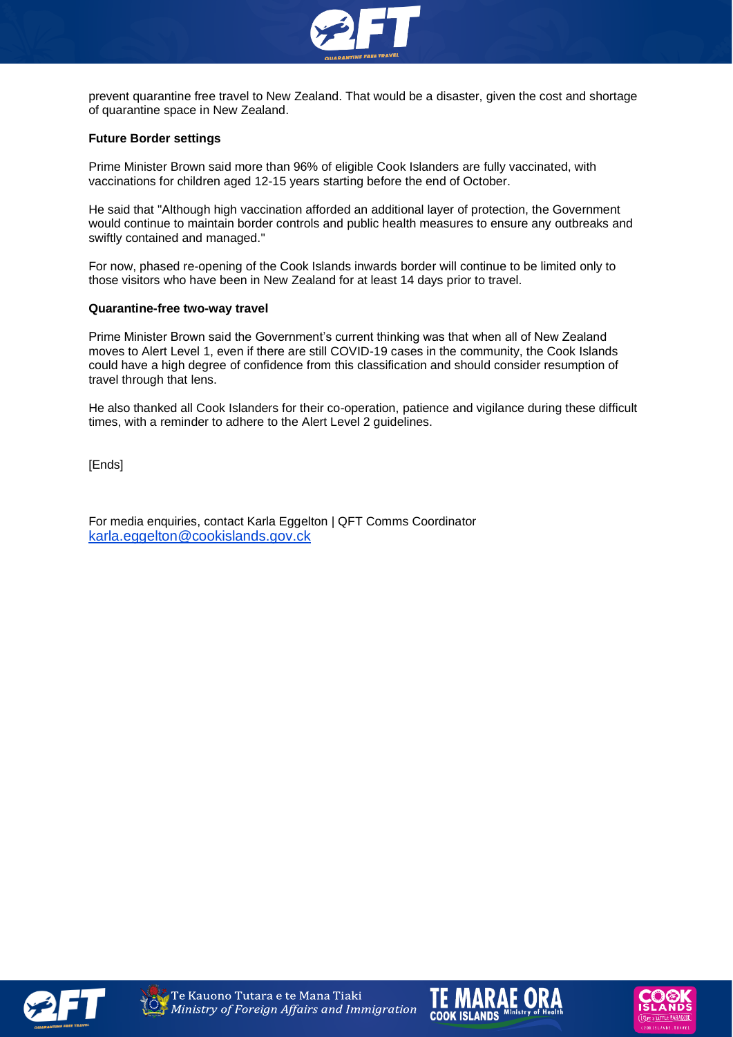prevent quarantine free travel to New Zealand. That would be a disaster, given the cost and shortage of quarantine space in New Zealand.

**Future Border settings**

Prime Minister Brown said more than 96% of eligible Cook Islanders are fully vaccinated, with vaccinations for children aged 12-15 years starting before the end of October.

He said that "Although high vaccination afforded an additional layer of protection, the Government would continue to maintain border controls and public health measures to ensure any outbreaks and swiftly contained and managed."

For now, phased re-opening of the Cook Islands inwards border will continue to be limited only to those visitors who have been in New Zealand for at least 14 days prior to travel.

**Quarantine-free two-way travel**

Prime Minister Brown said the Government's current thinking was that when all of New Zealand moves to Alert Level 1, even if there are still COVID-19 cases in the community, the Cook Islands could have a high degree of confidence from this classification and should consider resumption of travel through that lens.

He also thanked all Cook Islanders for their co-operation, patience and vigilance during these difficult times, with a reminder to adhere to the Alert Level 2 guidelines.

[Ends]

For media enquiries, contact Karla Eggelton | QFT Comms Coordinator
karla.eggelton@cookislands.gov.ck